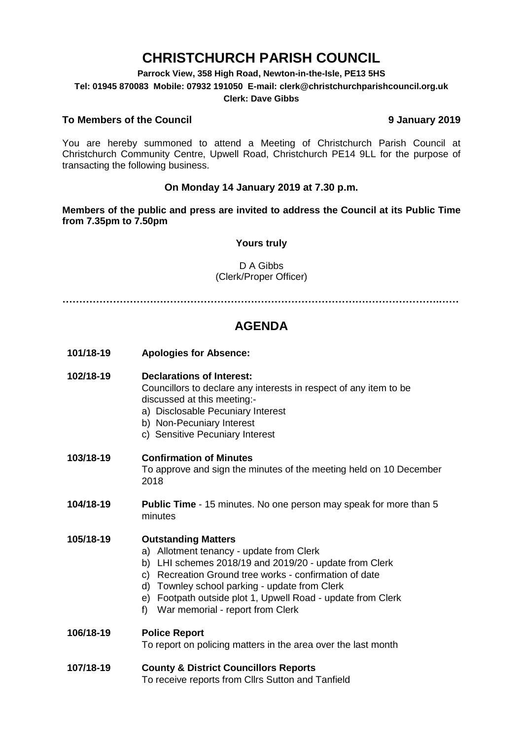# CHRISTCHURCH PARISH COUNCIL

**Parrock View, 358 High Road, Newton-in-the-Isle, PE13 5HS**
**Tel: 01945 870083 Mobile: 07932 191050 E-mail: clerk@christchurchparishcouncil.org.uk**
**Clerk: Dave Gibbs**

**To Members of the Council** **9 January 2019**

You are hereby summoned to attend a Meeting of Christchurch Parish Council at Christchurch Community Centre, Upwell Road, Christchurch PE14 9LL for the purpose of transacting the following business.

**On Monday 14 January 2019 at 7.30 p.m.**

**Members of the public and press are invited to address the Council at its Public Time from 7.35pm to 7.50pm**

**Yours truly**

D A Gibbs
(Clerk/Proper Officer)

……………………………………………………………………………………………………

## AGENDA

**101/18-19** **Apologies for Absence:**

**102/18-19** **Declarations of Interest:**
Councillors to declare any interests in respect of any item to be discussed at this meeting:-

a) Disclosable Pecuniary Interest
b) Non-Pecuniary Interest
c) Sensitive Pecuniary Interest

**103/18-19** **Confirmation of Minutes**
To approve and sign the minutes of the meeting held on 10 December 2018

**104/18-19** **Public Time** - 15 minutes. No one person may speak for more than 5 minutes

**105/18-19** **Outstanding Matters**

a) Allotment tenancy - update from Clerk
b) LHI schemes 2018/19 and 2019/20 - update from Clerk
c) Recreation Ground tree works - confirmation of date
d) Townley school parking - update from Clerk
e) Footpath outside plot 1, Upwell Road - update from Clerk
f) War memorial - report from Clerk

**106/18-19** **Police Report**
To report on policing matters in the area over the last month

**107/18-19** **County & District Councillors Reports**
To receive reports from Cllrs Sutton and Tanfield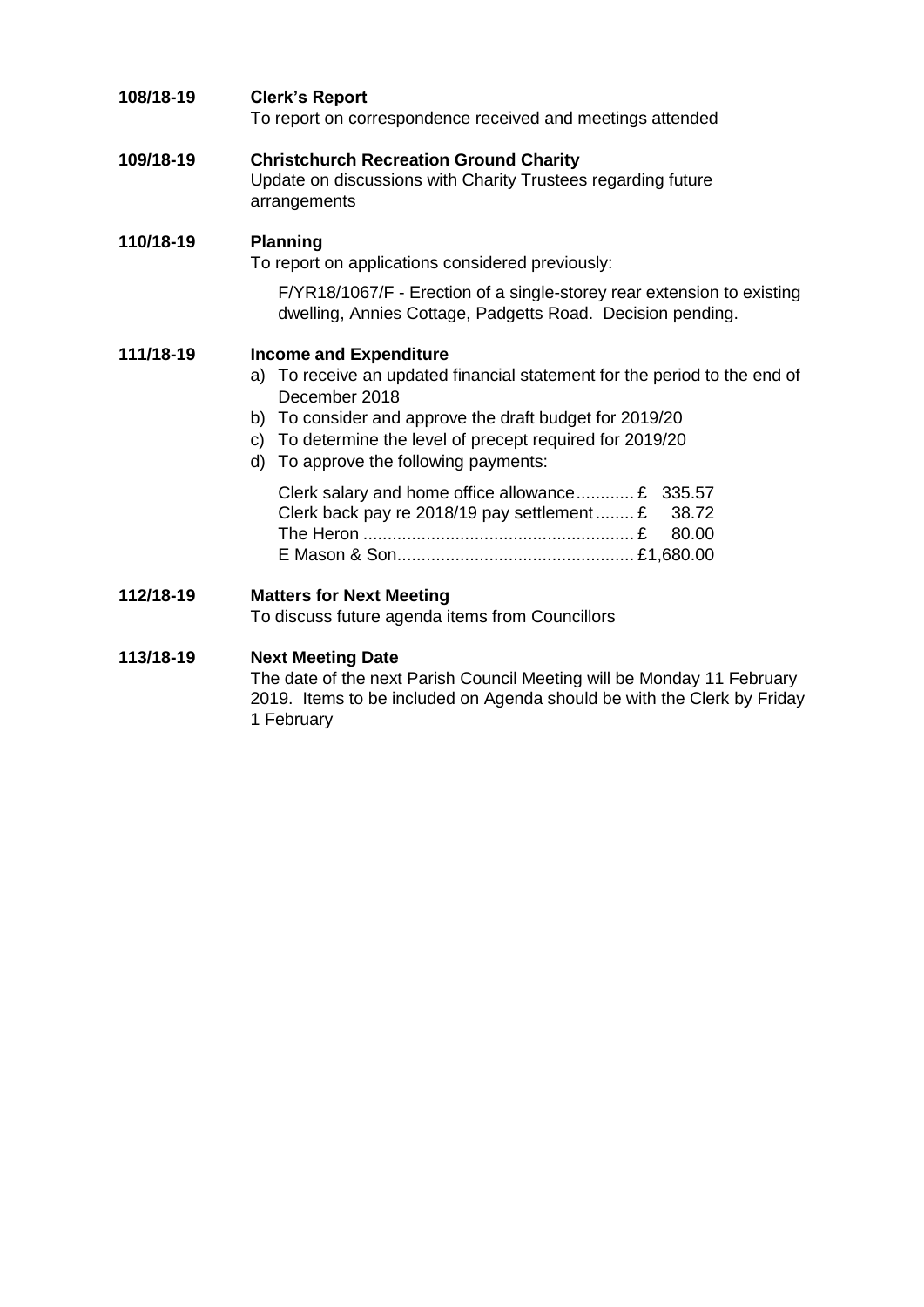**108/18-19** **Clerk's Report**
To report on correspondence received and meetings attended

**109/18-19** **Christchurch Recreation Ground Charity**
Update on discussions with Charity Trustees regarding future arrangements

**110/18-19** **Planning**
To report on applications considered previously:

F/YR18/1067/F - Erection of a single-storey rear extension to existing dwelling, Annies Cottage, Padgetts Road. Decision pending.

**111/18-19** **Income and Expenditure**

a) To receive an updated financial statement for the period to the end of December 2018
b) To consider and approve the draft budget for 2019/20
c) To determine the level of precept required for 2019/20
d) To approve the following payments:

| | |
|---|---|
| Clerk salary and home office allowance | £ 335.57 |
| Clerk back pay re 2018/19 pay settlement | £ 38.72 |
| The Heron | £ 80.00 |
| E Mason & Son | £1,680.00 |

**112/18-19** **Matters for Next Meeting**
To discuss future agenda items from Councillors

**113/18-19** **Next Meeting Date**
The date of the next Parish Council Meeting will be Monday 11 February 2019. Items to be included on Agenda should be with the Clerk by Friday 1 February